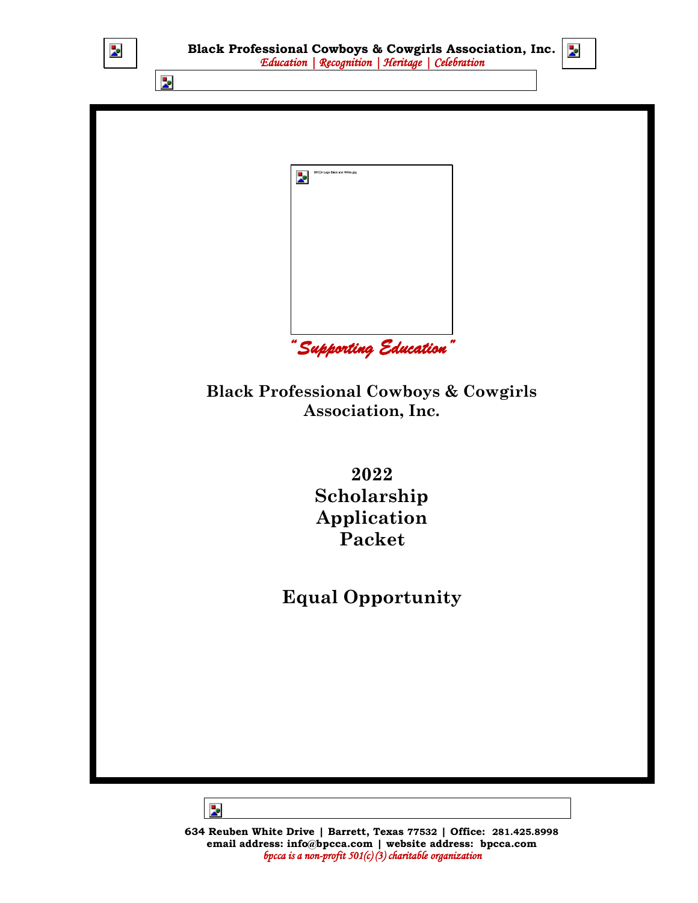**Black Professional Cowboys & Cowgirls Association, Inc.**

*Education | Recognition | Heritage | Celebration*

BPCCA Logo Black and White.jpg

*"Supporting Education"*

# Black Professional Cowboys & Cowgirls Association, Inc.

# 2022 Scholarship Application Packet

# Equal Opportunity

**634 Reuben White Drive | Barrett, Texas 77532 | Office: 281.425.8998**
**email address: info@bpcca.com | website address: bpcca.com**
*bpcca is a non-profit 501(c)(3) charitable organization*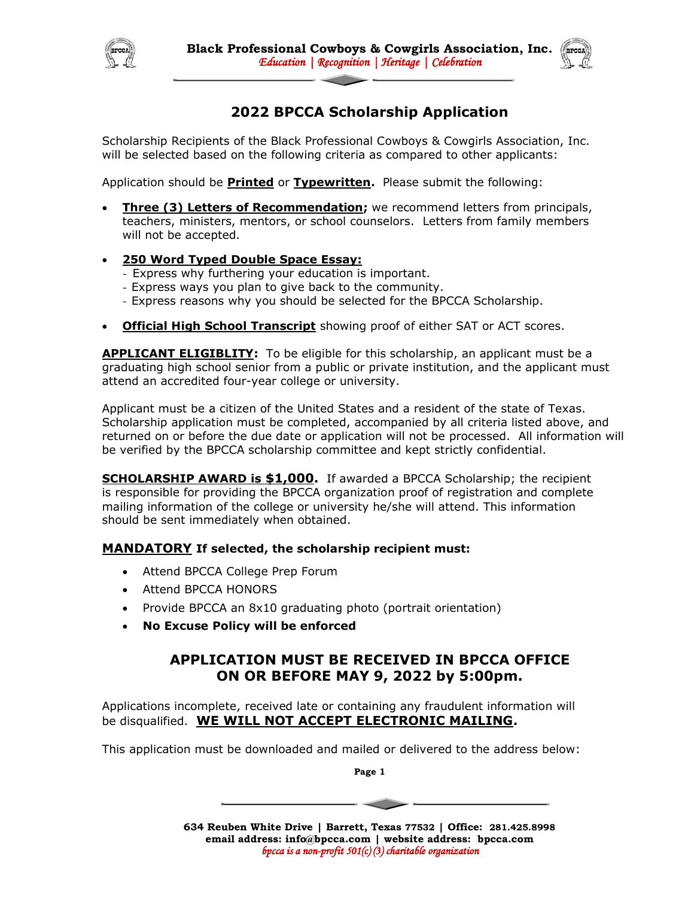# 2022 BPCCA Scholarship Application

Scholarship Recipients of the Black Professional Cowboys & Cowgirls Association, Inc. will be selected based on the following criteria as compared to other applicants:

Application should be **Printed** or **Typewritten.** Please submit the following:

- **Three (3) Letters of Recommendation;** we recommend letters from principals, teachers, ministers, mentors, or school counselors. Letters from family members will not be accepted.
- **250 Word Typed Double Space Essay:**
  - Express why furthering your education is important.
  - Express ways you plan to give back to the community.
  - Express reasons why you should be selected for the BPCCA Scholarship.
- **Official High School Transcript** showing proof of either SAT or ACT scores.

**APPLICANT ELIGIBLITY:** To be eligible for this scholarship, an applicant must be a graduating high school senior from a public or private institution, and the applicant must attend an accredited four-year college or university.

Applicant must be a citizen of the United States and a resident of the state of Texas. Scholarship application must be completed, accompanied by all criteria listed above, and returned on or before the due date or application will not be processed. All information will be verified by the BPCCA scholarship committee and kept strictly confidential.

**SCHOLARSHIP AWARD is $1,000.** If awarded a BPCCA Scholarship; the recipient is responsible for providing the BPCCA organization proof of registration and complete mailing information of the college or university he/she will attend. This information should be sent immediately when obtained.

**MANDATORY If selected, the scholarship recipient must:**

- Attend BPCCA College Prep Forum
- Attend BPCCA HONORS
- Provide BPCCA an 8x10 graduating photo (portrait orientation)
- **No Excuse Policy will be enforced**

## APPLICATION MUST BE RECEIVED IN BPCCA OFFICE ON OR BEFORE MAY 9, 2022 by 5:00pm.

Applications incomplete, received late or containing any fraudulent information will be disqualified. **WE WILL NOT ACCEPT ELECTRONIC MAILING.**

This application must be downloaded and mailed or delivered to the address below:

**634 Reuben White Drive | Barrett, Texas 77532 | Office: 281.425.8998**
**email address: info@bpcca.com | website address: bpcca.com**
*bpcca is a non-profit 501(c)(3) charitable organization*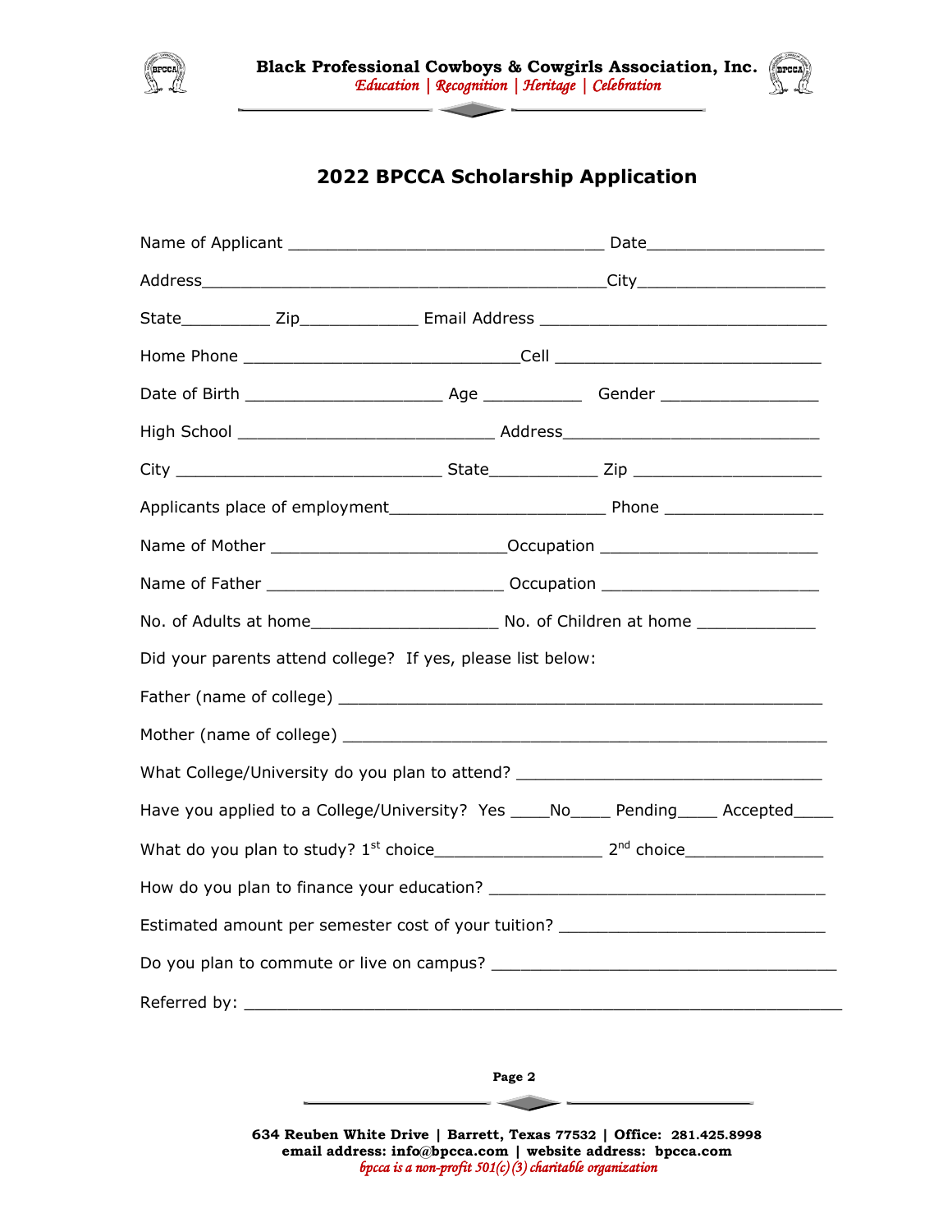# 2022 BPCCA Scholarship Application

Name of Applicant ________________________________ Date__________________

Address_________________________________________City___________________

State_________ Zip____________ Email Address ______________________________

Home Phone ____________________________Cell ____________________________

Date of Birth ____________________ Age __________ Gender ________________

High School __________________________ Address__________________________

City ___________________________ State___________ Zip ___________________

Applicants place of employment______________________ Phone ________________

Name of Mother ________________________Occupation ______________________

Name of Father ________________________ Occupation ______________________

No. of Adults at home___________________ No. of Children at home ____________

Did your parents attend college? If yes, please list below:

Father (name of college) ___________________________________________________

Mother (name of college) ___________________________________________________

What College/University do you plan to attend? _______________________________

Have you applied to a College/University? Yes ____No____ Pending____ Accepted____

What do you plan to study? 1st choice________________ 2nd choice______________

How do you plan to finance your education? __________________________________

Estimated amount per semester cost of your tuition? ___________________________

Do you plan to commute or live on campus? ___________________________________

Referred by: _____________________________________________________________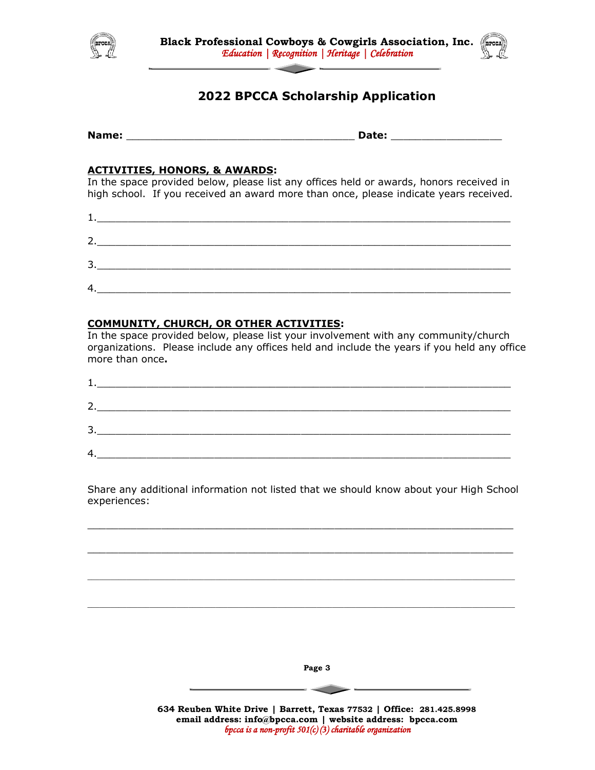## 2022 BPCCA Scholarship Application

**Name:** ____________________________________ **Date:** _________________

**ACTIVITIES, HONORS, & AWARDS:**
In the space provided below, please list any offices held or awards, honors received in high school. If you received an award more than once, please indicate years received.

1.________________________________________________________________

2.________________________________________________________________

3.________________________________________________________________

4.________________________________________________________________

**COMMUNITY, CHURCH, OR OTHER ACTIVITIES:**
In the space provided below, please list your involvement with any community/church organizations. Please include any offices held and include the years if you held any office more than once**.**

1.________________________________________________________________

2.________________________________________________________________

3.________________________________________________________________

4.________________________________________________________________

Share any additional information not listed that we should know about your High School experiences:

_________________________________________________________________

_________________________________________________________________

_________________________________________________________________

_________________________________________________________________

**634 Reuben White Drive | Barrett, Texas 77532 | Office: 281.425.8998**
**email address: info@bpcca.com | website address: bpcca.com**
*bpcca is a non-profit 501(c)(3) charitable organization*